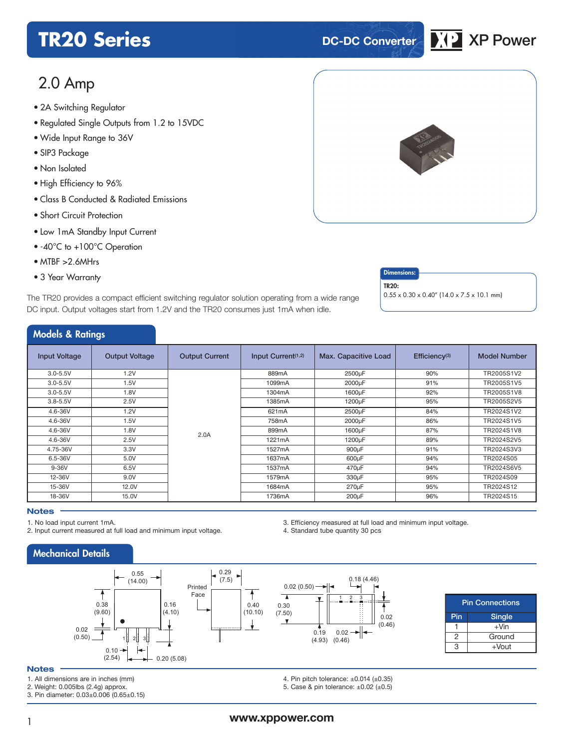# TR20 Series

DC-DC Converter

XP Power

## 2.0 Amp

- 2A Switching Regulator
- Regulated Single Outputs from 1.2 to 15VDC
- Wide Input Range to 36V
- SIP3 Package
- Non Isolated
- High Efficiency to 96%
- Class B Conducted & Radiated Emissions
- Short Circuit Protection
- Low 1mA Standby Input Current
- -40°C to +100°C Operation
- MTBF >2.6MHrs
- 3 Year Warranty

The TR20 provides a compact efficient switching regulator solution operating from a wide range DC input. Output voltages start from 1.2V and the TR20 consumes just 1mA when idle.

**Dimensions:**

**TR20:**
0.55 x 0.30 x 0.40" (14.0 x 7.5 x 10.1 mm)

## Models & Ratings

| Input Voltage | Output Voltage | Output Current | Input Current[1,2] | Max. Capacitive Load | Efficiency[3] | Model Number |
|---|---|---|---|---|---|---|
| 3.0-5.5V | 1.2V | 2.0A | 889mA | 2500µF | 90% | TR2005S1V2 |
| 3.0-5.5V | 1.5V | 2.0A | 1099mA | 2000µF | 91% | TR2005S1V5 |
| 3.0-5.5V | 1.8V | 2.0A | 1304mA | 1600µF | 92% | TR2005S1V8 |
| 3.8-5.5V | 2.5V | 2.0A | 1385mA | 1200µF | 95% | TR2005S2V5 |
| 4.6-36V | 1.2V | 2.0A | 621mA | 2500µF | 84% | TR2024S1V2 |
| 4.6-36V | 1.5V | 2.0A | 758mA | 2000µF | 86% | TR2024S1V5 |
| 4.6-36V | 1.8V | 2.0A | 899mA | 1600µF | 87% | TR2024S1V8 |
| 4.6-36V | 2.5V | 2.0A | 1221mA | 1200µF | 89% | TR2024S2V5 |
| 4.75-36V | 3.3V | 2.0A | 1527mA | 900µF | 91% | TR2024S3V3 |
| 6.5-36V | 5.0V | 2.0A | 1637mA | 600µF | 94% | TR2024S05 |
| 9-36V | 6.5V | 2.0A | 1537mA | 470µF | 94% | TR2024S6V5 |
| 12-36V | 9.0V | 2.0A | 1579mA | 330µF | 95% | TR2024S09 |
| 15-36V | 12.0V | 2.0A | 1684mA | 270µF | 95% | TR2024S12 |
| 18-36V | 15.0V | 2.0A | 1736mA | 200µF | 96% | TR2024S15 |

### Notes

1. No load input current 1mA.
2. Input current measured at full load and minimum input voltage.
3. Efficiency measured at full load and minimum input voltage.
4. Standard tube quantity 30 pcs

## Mechanical Details

0.55 (14.00); 0.38 (9.60); 0.16 (4.10); 0.02 (0.50); 0.10 (2.54); 0.20 (5.08); 0.29 (7.5); Printed Face; 0.40 (10.10); 0.30 (7.50); 0.02 (0.50); 0.18 (4.46); 0.02 (0.46); 0.19 (4.93); 0.02 (0.46)

| Pin Connections | |
|---|---|
| **Pin** | **Single** |
| 1 | +Vin |
| 2 | Ground |
| 3 | +Vout |

### Notes

1. All dimensions are in inches (mm)
2. Weight: 0.005lbs (2.4g) approx.
3. Pin diameter: 0.03±0.006 (0.65±0.15)
4. Pin pitch tolerance: ±0.014 (±0.35)
5. Case & pin tolerance: ±0.02 (±0.5)

www.xppower.com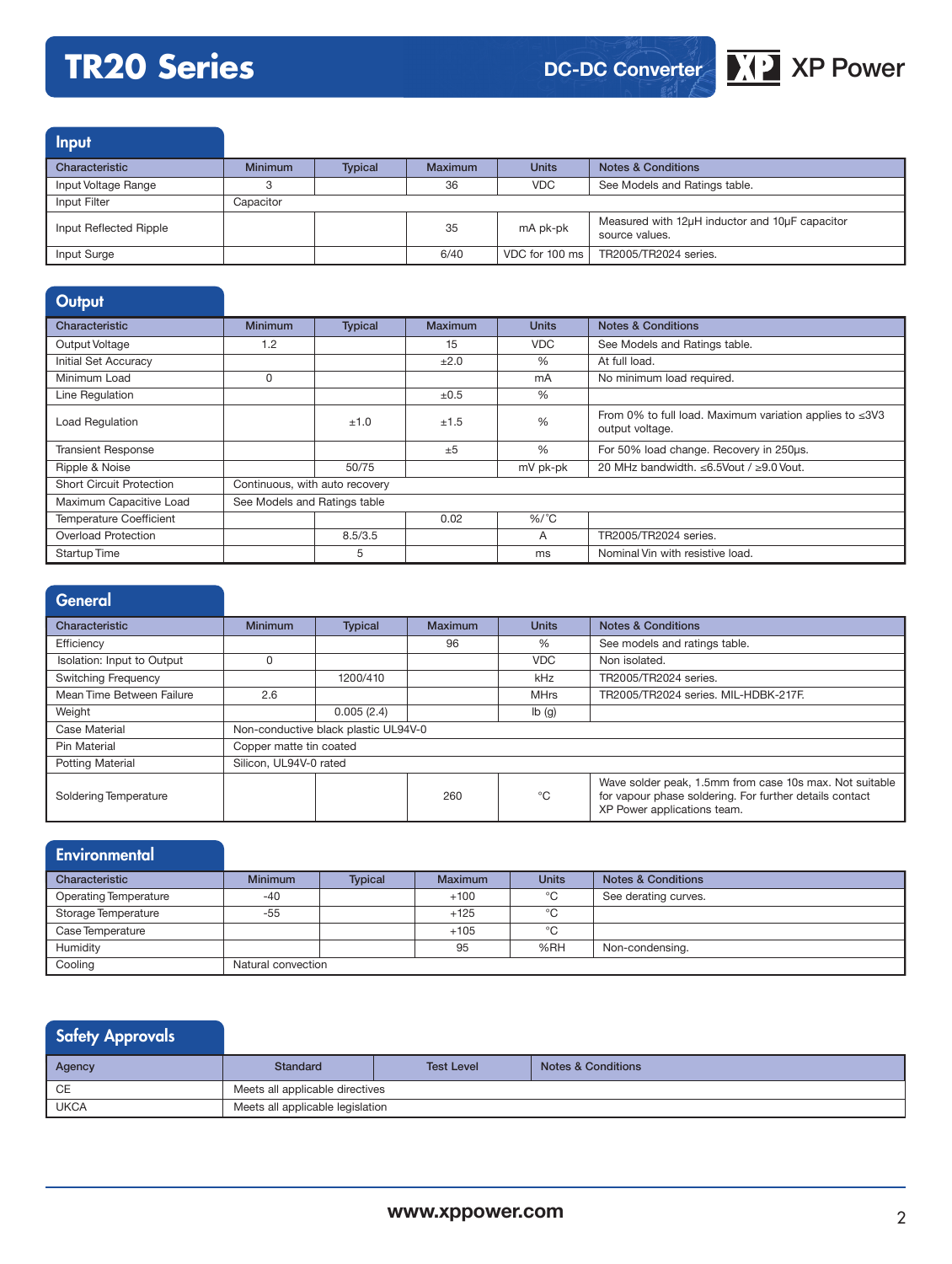# TR20 Series

DC-DC Converter

## Input

| Characteristic | Minimum | Typical | Maximum | Units | Notes & Conditions |
|---|---|---|---|---|---|
| Input Voltage Range | 3 | | 36 | VDC | See Models and Ratings table. |
| Input Filter | Capacitor | | | | |
| Input Reflected Ripple | | | 35 | mA pk-pk | Measured with 12µH inductor and 10µF capacitor source values. |
| Input Surge | | | 6/40 | VDC for 100 ms | TR2005/TR2024 series. |

## Output

| Characteristic | Minimum | Typical | Maximum | Units | Notes & Conditions |
|---|---|---|---|---|---|
| Output Voltage | 1.2 | | 15 | VDC | See Models and Ratings table. |
| Initial Set Accuracy | | | ±2.0 | % | At full load. |
| Minimum Load | 0 | | | mA | No minimum load required. |
| Line Regulation | | | ±0.5 | % | |
| Load Regulation | | ±1.0 | ±1.5 | % | From 0% to full load. Maximum variation applies to ≤3V3 output voltage. |
| Transient Response | | | ±5 | % | For 50% load change. Recovery in 250µs. |
| Ripple & Noise | | 50/75 | | mV pk-pk | 20 MHz bandwidth. ≤6.5Vout / ≥9.0 Vout. |
| Short Circuit Protection | Continuous, with auto recovery | | | | |
| Maximum Capacitive Load | See Models and Ratings table | | | | |
| Temperature Coefficient | | | 0.02 | %/˚C | |
| Overload Protection | | 8.5/3.5 | | A | TR2005/TR2024 series. |
| Startup Time | | 5 | | ms | Nominal Vin with resistive load. |

## General

| Characteristic | Minimum | Typical | Maximum | Units | Notes & Conditions |
|---|---|---|---|---|---|
| Efficiency | | | 96 | % | See models and ratings table. |
| Isolation: Input to Output | 0 | | | VDC | Non isolated. |
| Switching Frequency | | 1200/410 | | kHz | TR2005/TR2024 series. |
| Mean Time Between Failure | 2.6 | | | MHrs | TR2005/TR2024 series. MIL-HDBK-217F. |
| Weight | | 0.005 (2.4) | | lb (g) | |
| Case Material | Non-conductive black plastic UL94V-0 | | | | |
| Pin Material | Copper matte tin coated | | | | |
| Potting Material | Silicon, UL94V-0 rated | | | | |
| Soldering Temperature | | | 260 | °C | Wave solder peak, 1.5mm from case 10s max. Not suitable for vapour phase soldering. For further details contact XP Power applications team. |

## Environmental

| Characteristic | Minimum | Typical | Maximum | Units | Notes & Conditions |
|---|---|---|---|---|---|
| Operating Temperature | -40 | | +100 | °C | See derating curves. |
| Storage Temperature | -55 | | +125 | °C | |
| Case Temperature | | | +105 | °C | |
| Humidity | | | 95 | %RH | Non-condensing. |
| Cooling | Natural convection | | | | |

## Safety Approvals

| Agency | Standard | Test Level | Notes & Conditions |
|---|---|---|---|
| CE | Meets all applicable directives | | |
| UKCA | Meets all applicable legislation | | |

www.xppower.com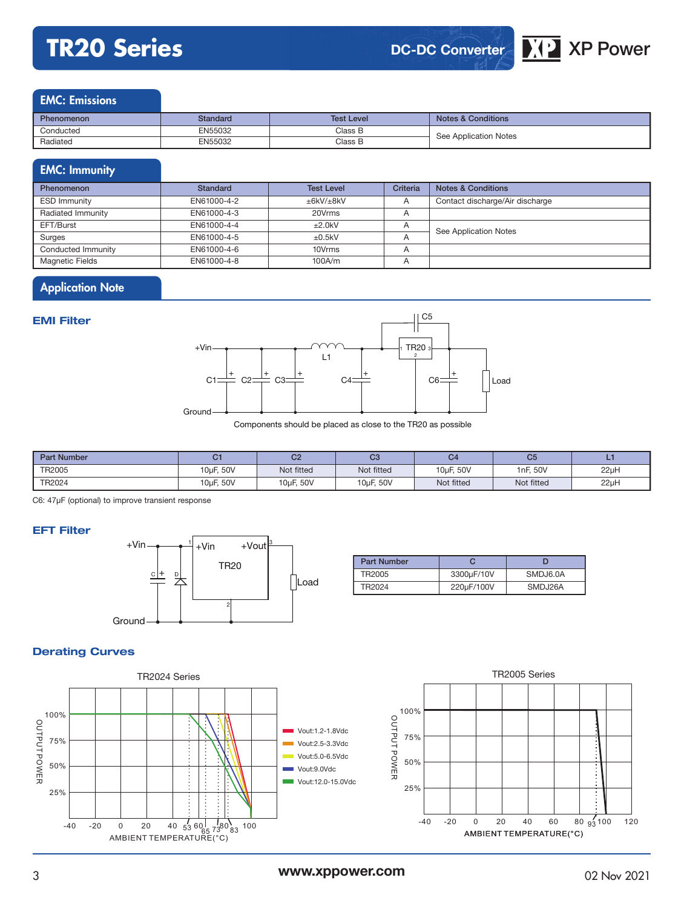## EMC: Emissions

| Phenomenon | Standard | Test Level | Notes & Conditions |
|---|---|---|---|
| Conducted | EN55032 | Class B | See Application Notes |
| Radiated | EN55032 | Class B | |

## EMC: Immunity

| Phenomenon | Standard | Test Level | Criteria | Notes & Conditions |
|---|---|---|---|---|
| ESD Immunity | EN61000-4-2 | ±6kV/±8kV | A | Contact discharge/Air discharge |
| Radiated Immunity | EN61000-4-3 | 20Vrms | A | |
| EFT/Burst | EN61000-4-4 | ±2.0kV | A | See Application Notes |
| Surges | EN61000-4-5 | ±0.5kV | A | |
| Conducted Immunity | EN61000-4-6 | 10Vrms | A | |
| Magnetic Fields | EN61000-4-8 | 100A/m | A | |

## Application Note

### EMI Filter

+Vin
Ground
C1 C2 C3 L1 C4 C5 TR20 C6 Load

Components should be placed as close to the TR20 as possible

| Part Number | C1 | C2 | C3 | C4 | C5 | L1 |
|---|---|---|---|---|---|---|
| TR2005 | 10µF, 50V | Not fitted | Not fitted | 10µF, 50V | 1nF, 50V | 22µH |
| TR2024 | 10µF, 50V | 10µF, 50V | 10µF, 50V | Not fitted | Not fitted | 22µH |

C6: 47µF (optional) to improve transient response

### EFT Filter

+Vin
Ground
C D
+Vin +Vout
TR20
Load

| Part Number | C | D |
|---|---|---|
| TR2005 | 3300µF/10V | SMDJ6.0A |
| TR2024 | 220µF/100V | SMDJ26A |

### Derating Curves

TR2024 Series

OUTPUT POWER
100%
75%
50%
25%
-40 -20 0 20 40 53 60 65 73 80 83 100
AMBIENT TEMPERATURE(°C)

Vout:1.2-1.8Vdc
Vout:2.5-3.3Vdc
Vout:5.0-6.5Vdc
Vout:9.0Vdc
Vout:12.0-15.0Vdc

TR2005 Series

OUTPUT POWER
100%
75%
50%
25%
-40 -20 0 20 40 60 80 93 100 120
AMBIENT TEMPERATURE(°C)